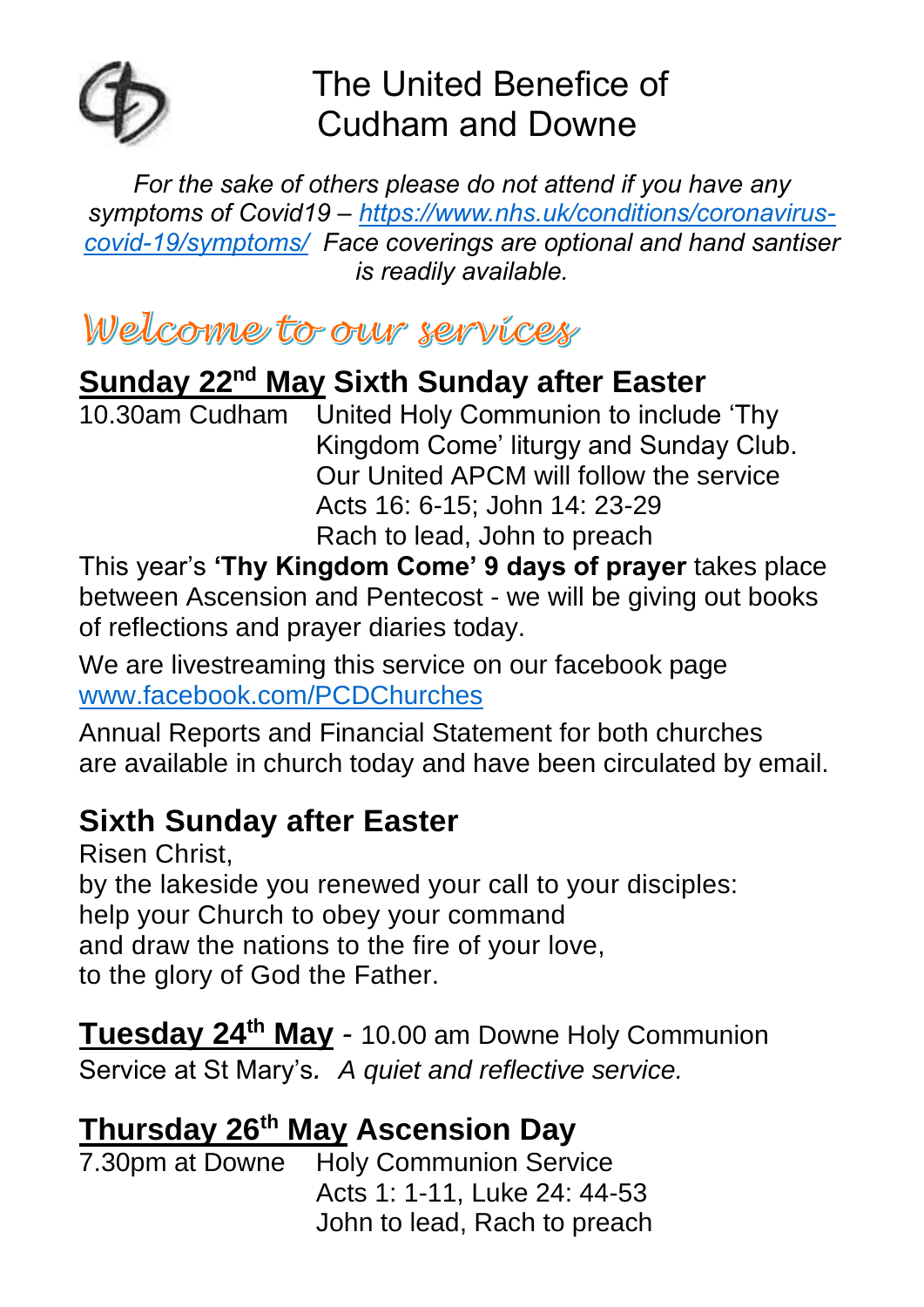# The United Benefice of Cudham and Downe

*For the sake of others please do not attend if you have any symptoms of Covid19 – https://www.nhs.uk/conditions/coronavirus-covid-19/symptoms/ Face coverings are optional and hand santiser is readily available.*

## *Welcome to our services*

### Sunday 22nd May Sixth Sunday after Easter

10.30am Cudham United Holy Communion to include 'Thy Kingdom Come' liturgy and Sunday Club. Our United APCM will follow the service
Acts 16: 6-15; John 14: 23-29
Rach to lead, John to preach

This year's **'Thy Kingdom Come' 9 days of prayer** takes place between Ascension and Pentecost - we will be giving out books of reflections and prayer diaries today.

We are livestreaming this service on our facebook page www.facebook.com/PCDChurches

Annual Reports and Financial Statement for both churches are available in church today and have been circulated by email.

### Sixth Sunday after Easter

Risen Christ,
by the lakeside you renewed your call to your disciples:
help your Church to obey your command
and draw the nations to the fire of your love,
to the glory of God the Father.

**Tuesday 24th May** - 10.00 am Downe Holy Communion Service at St Mary's. *A quiet and reflective service.*

### Thursday 26th May Ascension Day

7.30pm at Downe Holy Communion Service
Acts 1: 1-11, Luke 24: 44-53
John to lead, Rach to preach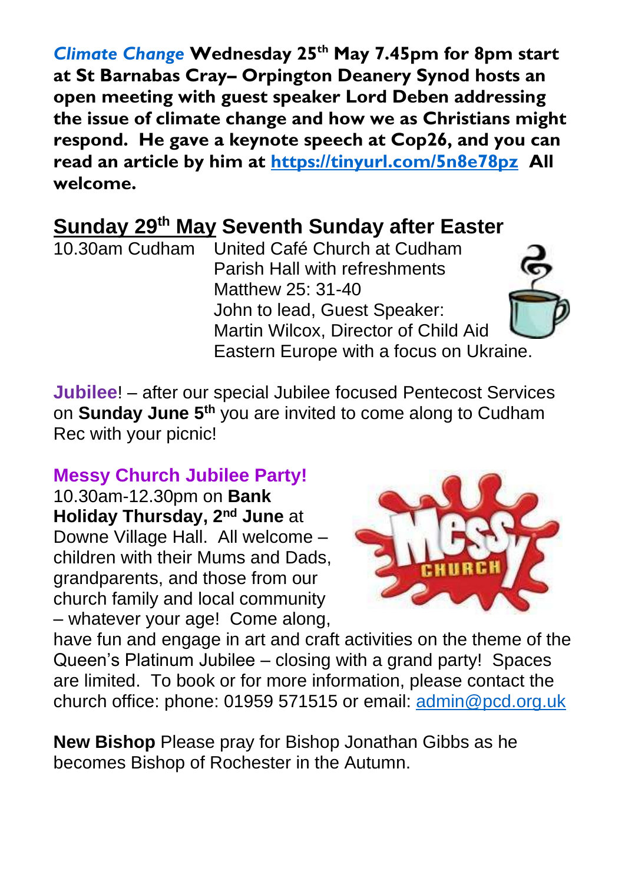***Climate Change*** **Wednesday 25th May 7.45pm for 8pm start at St Barnabas Cray– Orpington Deanery Synod hosts an open meeting with guest speaker Lord Deben addressing the issue of climate change and how we as Christians might respond. He gave a keynote speech at Cop26, and you can read an article by him at https://tinyurl.com/5n8e78pz All welcome.**

## Sunday 29th May Seventh Sunday after Easter

10.30am Cudham United Café Church at Cudham Parish Hall with refreshments
Matthew 25: 31-40
John to lead, Guest Speaker: Martin Wilcox, Director of Child Aid Eastern Europe with a focus on Ukraine.

**Jubilee**! – after our special Jubilee focused Pentecost Services on **Sunday June 5th** you are invited to come along to Cudham Rec with your picnic!

**Messy Church Jubilee Party!**

10.30am-12.30pm on **Bank Holiday Thursday, 2nd June** at Downe Village Hall. All welcome – children with their Mums and Dads, grandparents, and those from our church family and local community – whatever your age! Come along, have fun and engage in art and craft activities on the theme of the Queen's Platinum Jubilee – closing with a grand party! Spaces are limited. To book or for more information, please contact the church office: phone: 01959 571515 or email: admin@pcd.org.uk

**New Bishop** Please pray for Bishop Jonathan Gibbs as he becomes Bishop of Rochester in the Autumn.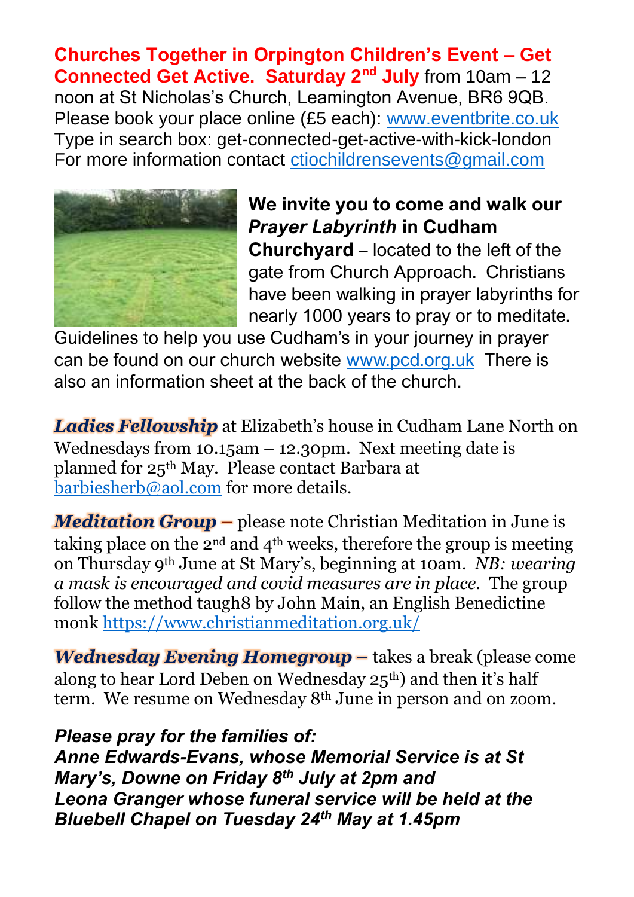**Churches Together in Orpington Children's Event – Get Connected Get Active. Saturday 2nd July** from 10am – 12 noon at St Nicholas's Church, Leamington Avenue, BR6 9QB. Please book your place online (£5 each): www.eventbrite.co.uk Type in search box: get-connected-get-active-with-kick-london For more information contact ctiochildrensevents@gmail.com

**We invite you to come and walk our *Prayer Labyrinth* in Cudham Churchyard** – located to the left of the gate from Church Approach. Christians have been walking in prayer labyrinths for nearly 1000 years to pray or to meditate. Guidelines to help you use Cudham's in your journey in prayer can be found on our church website www.pcd.org.uk There is also an information sheet at the back of the church.

***Ladies Fellowship*** at Elizabeth's house in Cudham Lane North on Wednesdays from 10.15am – 12.30pm. Next meeting date is planned for 25th May. Please contact Barbara at barbiesherb@aol.com for more details.

***Meditation Group –*** please note Christian Meditation in June is taking place on the 2nd and 4th weeks, therefore the group is meeting on Thursday 9th June at St Mary's, beginning at 10am. *NB: wearing a mask is encouraged and covid measures are in place.* The group follow the method taugh8 by John Main, an English Benedictine monk https://www.christianmeditation.org.uk/

***Wednesday Evening Homegroup –*** takes a break (please come along to hear Lord Deben on Wednesday 25th) and then it's half term. We resume on Wednesday 8th June in person and on zoom.

***Please pray for the families of:***
***Anne Edwards-Evans, whose Memorial Service is at St Mary's, Downe on Friday 8th July at 2pm and***
***Leona Granger whose funeral service will be held at the Bluebell Chapel on Tuesday 24th May at 1.45pm***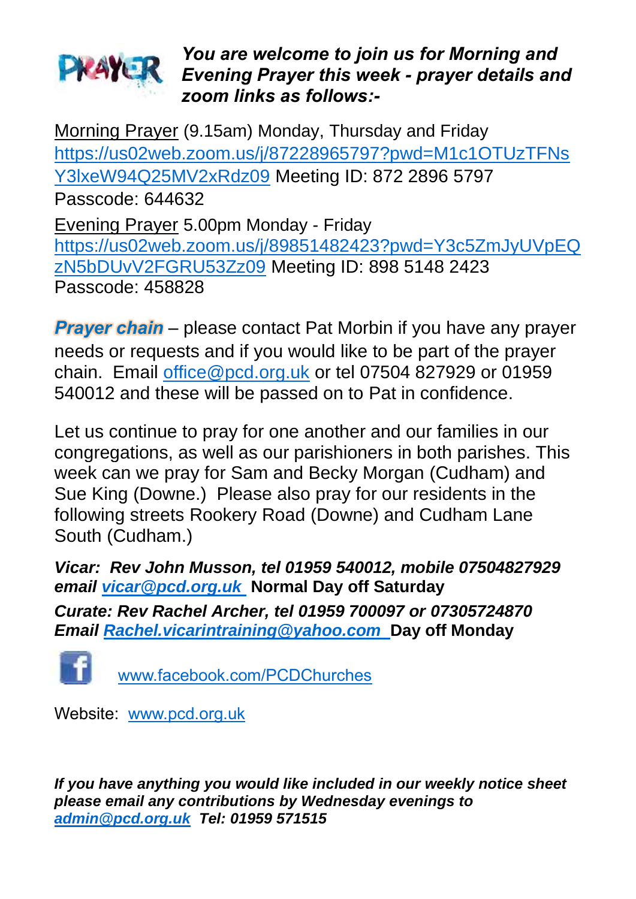***You are welcome to join us for Morning and Evening Prayer this week - prayer details and zoom links as follows:-***

Morning Prayer (9.15am) Monday, Thursday and Friday https://us02web.zoom.us/j/87228965797?pwd=M1c1OTUzTFNsY3lxeW94Q25MV2xRdz09 Meeting ID: 872 2896 5797 Passcode: 644632

Evening Prayer 5.00pm Monday - Friday https://us02web.zoom.us/j/89851482423?pwd=Y3c5ZmJyUVpEQzN5bDUvV2FGRU53Zz09 Meeting ID: 898 5148 2423 Passcode: 458828

***Prayer chain*** – please contact Pat Morbin if you have any prayer needs or requests and if you would like to be part of the prayer chain. Email office@pcd.org.uk or tel 07504 827929 or 01959 540012 and these will be passed on to Pat in confidence.

Let us continue to pray for one another and our families in our congregations, as well as our parishioners in both parishes. This week can we pray for Sam and Becky Morgan (Cudham) and Sue King (Downe.) Please also pray for our residents in the following streets Rookery Road (Downe) and Cudham Lane South (Cudham.)

***Vicar: Rev John Musson, tel 01959 540012, mobile 07504827929 email vicar@pcd.org.uk*** **Normal Day off Saturday**

***Curate: Rev Rachel Archer, tel 01959 700097 or 07305724870 Email Rachel.vicarintraining@yahoo.com*** **Day off Monday**

www.facebook.com/PCDChurches

Website: www.pcd.org.uk

***If you have anything you would like included in our weekly notice sheet please email any contributions by Wednesday evenings to admin@pcd.org.uk Tel: 01959 571515***